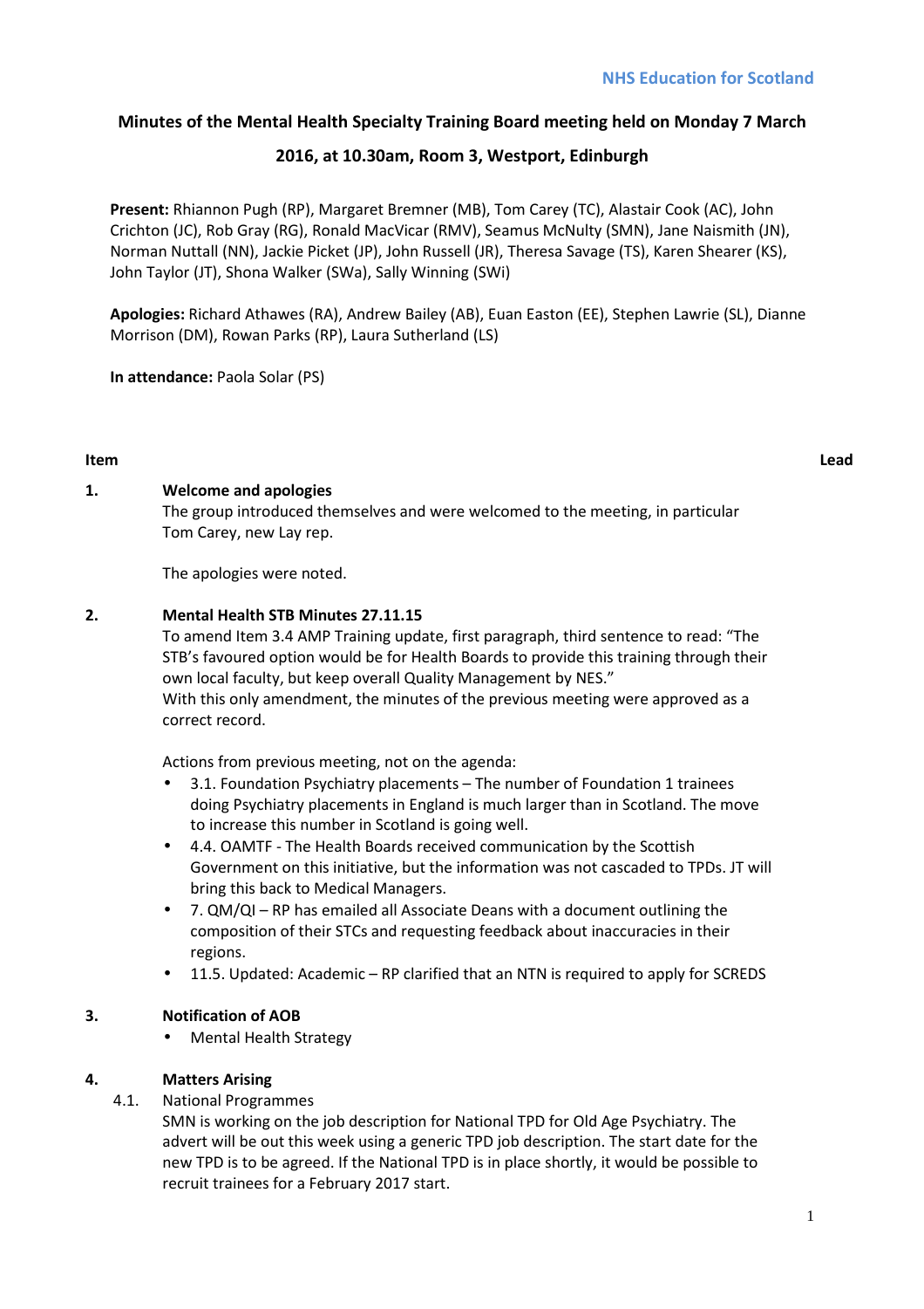NHS Education for Scotland

# Minutes of the Mental Health Specialty Training Board meeting held on Monday 7 March 2016, at 10.30am, Room 3, Westport, Edinburgh

**Present:** Rhiannon Pugh (RP), Margaret Bremner (MB), Tom Carey (TC), Alastair Cook (AC), John Crichton (JC), Rob Gray (RG), Ronald MacVicar (RMV), Seamus McNulty (SMN), Jane Naismith (JN), Norman Nuttall (NN), Jackie Picket (JP), John Russell (JR), Theresa Savage (TS), Karen Shearer (KS), John Taylor (JT), Shona Walker (SWa), Sally Winning (SWi)

**Apologies:** Richard Athawes (RA), Andrew Bailey (AB), Euan Easton (EE), Stephen Lawrie (SL), Dianne Morrison (DM), Rowan Parks (RP), Laura Sutherland (LS)

**In attendance:** Paola Solar (PS)

**Item** **Lead**

**1. Welcome and apologies**

The group introduced themselves and were welcomed to the meeting, in particular Tom Carey, new Lay rep.

The apologies were noted.

**2. Mental Health STB Minutes 27.11.15**

To amend Item 3.4 AMP Training update, first paragraph, third sentence to read: "The STB's favoured option would be for Health Boards to provide this training through their own local faculty, but keep overall Quality Management by NES."
With this only amendment, the minutes of the previous meeting were approved as a correct record.

Actions from previous meeting, not on the agenda:

- 3.1. Foundation Psychiatry placements – The number of Foundation 1 trainees doing Psychiatry placements in England is much larger than in Scotland. The move to increase this number in Scotland is going well.
- 4.4. OAMTF - The Health Boards received communication by the Scottish Government on this initiative, but the information was not cascaded to TPDs. JT will bring this back to Medical Managers.
- 7. QM/QI – RP has emailed all Associate Deans with a document outlining the composition of their STCs and requesting feedback about inaccuracies in their regions.
- 11.5. Updated: Academic – RP clarified that an NTN is required to apply for SCREDS

**3. Notification of AOB**

- Mental Health Strategy

**4. Matters Arising**

4.1. National Programmes

SMN is working on the job description for National TPD for Old Age Psychiatry. The advert will be out this week using a generic TPD job description. The start date for the new TPD is to be agreed. If the National TPD is in place shortly, it would be possible to recruit trainees for a February 2017 start.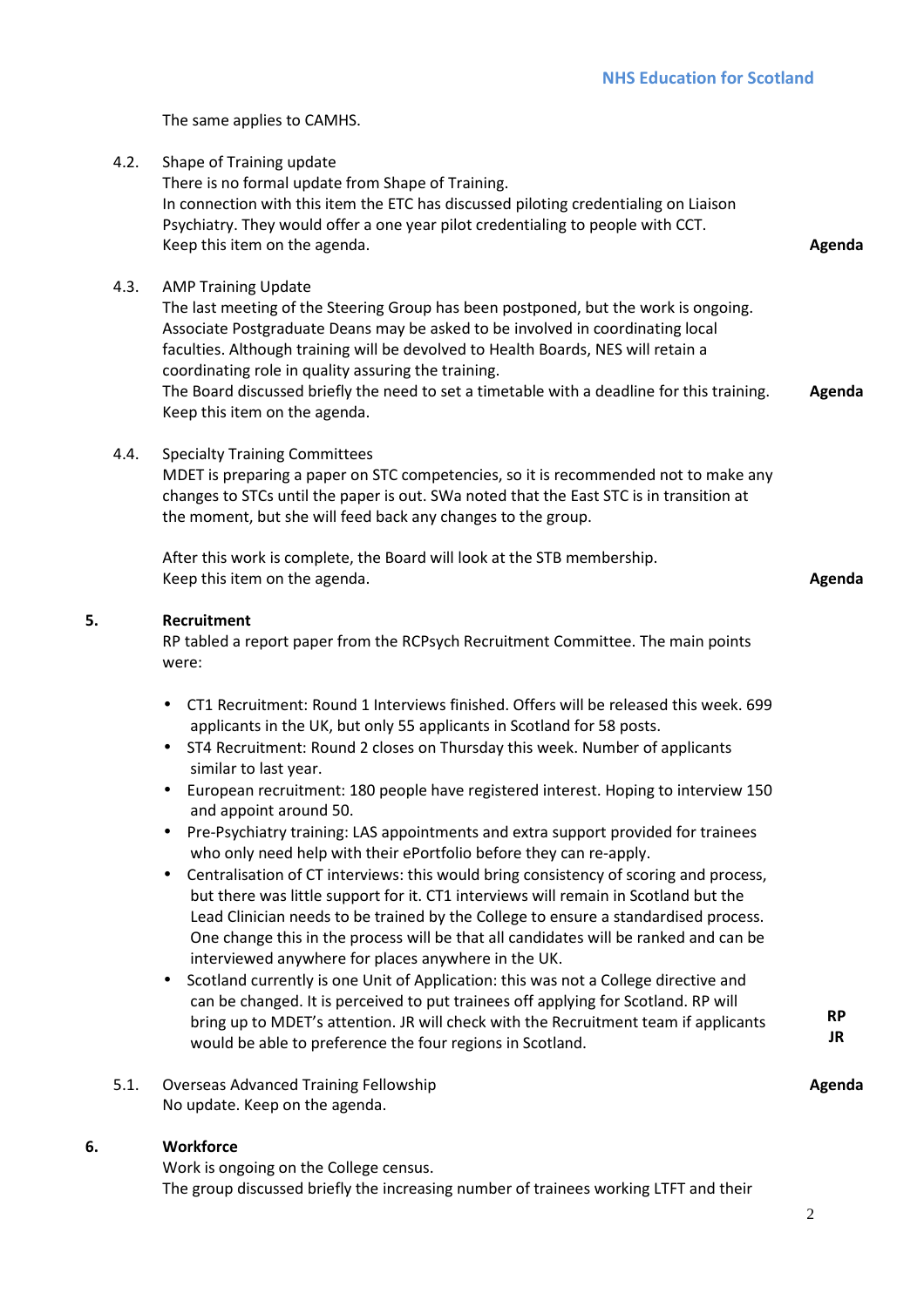The same applies to CAMHS.

4.2. Shape of Training update
There is no formal update from Shape of Training.
In connection with this item the ETC has discussed piloting credentialing on Liaison Psychiatry. They would offer a one year pilot credentialing to people with CCT.
Keep this item on the agenda. **Agenda**

4.3. AMP Training Update
The last meeting of the Steering Group has been postponed, but the work is ongoing. Associate Postgraduate Deans may be asked to be involved in coordinating local faculties. Although training will be devolved to Health Boards, NES will retain a coordinating role in quality assuring the training.
The Board discussed briefly the need to set a timetable with a deadline for this training. **Agenda**
Keep this item on the agenda.

4.4. Specialty Training Committees
MDET is preparing a paper on STC competencies, so it is recommended not to make any changes to STCs until the paper is out. SWa noted that the East STC is in transition at the moment, but she will feed back any changes to the group.

After this work is complete, the Board will look at the STB membership.
Keep this item on the agenda. **Agenda**

**5. Recruitment**

RP tabled a report paper from the RCPsych Recruitment Committee. The main points were:

- CT1 Recruitment: Round 1 Interviews finished. Offers will be released this week. 699 applicants in the UK, but only 55 applicants in Scotland for 58 posts.
- ST4 Recruitment: Round 2 closes on Thursday this week. Number of applicants similar to last year.
- European recruitment: 180 people have registered interest. Hoping to interview 150 and appoint around 50.
- Pre-Psychiatry training: LAS appointments and extra support provided for trainees who only need help with their ePortfolio before they can re-apply.
- Centralisation of CT interviews: this would bring consistency of scoring and process, but there was little support for it. CT1 interviews will remain in Scotland but the Lead Clinician needs to be trained by the College to ensure a standardised process. One change this in the process will be that all candidates will be ranked and can be interviewed anywhere for places anywhere in the UK.
- Scotland currently is one Unit of Application: this was not a College directive and can be changed. It is perceived to put trainees off applying for Scotland. RP will bring up to MDET's attention. JR will check with the Recruitment team if applicants would be able to preference the four regions in Scotland. **RP** **JR**

5.1. Overseas Advanced Training Fellowship **Agenda**
No update. Keep on the agenda.

**6. Workforce**

Work is ongoing on the College census.
The group discussed briefly the increasing number of trainees working LTFT and their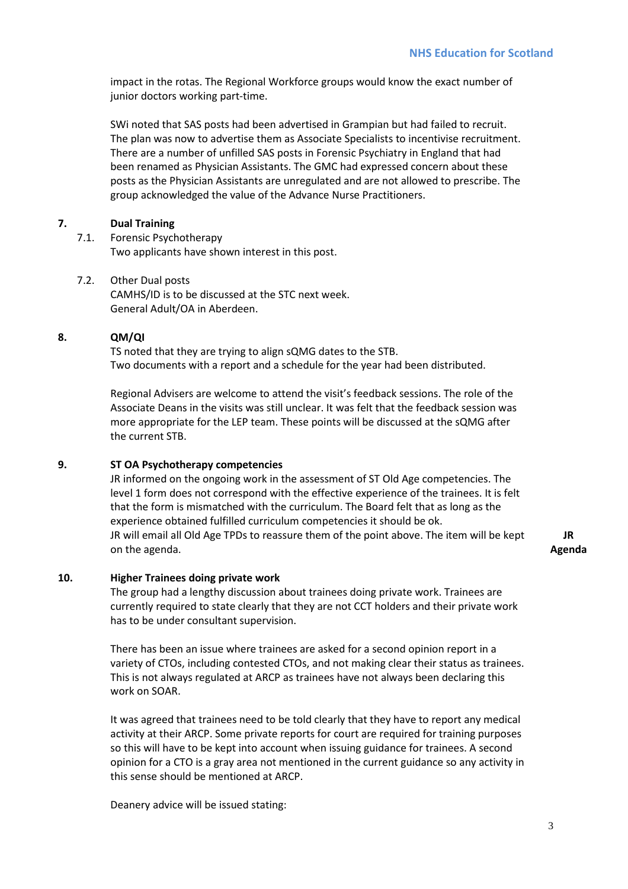impact in the rotas. The Regional Workforce groups would know the exact number of junior doctors working part-time.

SWi noted that SAS posts had been advertised in Grampian but had failed to recruit. The plan was now to advertise them as Associate Specialists to incentivise recruitment. There are a number of unfilled SAS posts in Forensic Psychiatry in England that had been renamed as Physician Assistants. The GMC had expressed concern about these posts as the Physician Assistants are unregulated and are not allowed to prescribe. The group acknowledged the value of the Advance Nurse Practitioners.

**7. Dual Training**

7.1. Forensic Psychotherapy
Two applicants have shown interest in this post.

7.2. Other Dual posts
CAMHS/ID is to be discussed at the STC next week.
General Adult/OA in Aberdeen.

**8. QM/QI**

TS noted that they are trying to align sQMG dates to the STB.
Two documents with a report and a schedule for the year had been distributed.

Regional Advisers are welcome to attend the visit's feedback sessions. The role of the Associate Deans in the visits was still unclear. It was felt that the feedback session was more appropriate for the LEP team. These points will be discussed at the sQMG after the current STB.

**9. ST OA Psychotherapy competencies**

JR informed on the ongoing work in the assessment of ST Old Age competencies. The level 1 form does not correspond with the effective experience of the trainees. It is felt that the form is mismatched with the curriculum. The Board felt that as long as the experience obtained fulfilled curriculum competencies it should be ok.
JR will email all Old Age TPDs to reassure them of the point above. The item will be kept on the agenda. **JR Agenda**

**10. Higher Trainees doing private work**

The group had a lengthy discussion about trainees doing private work. Trainees are currently required to state clearly that they are not CCT holders and their private work has to be under consultant supervision.

There has been an issue where trainees are asked for a second opinion report in a variety of CTOs, including contested CTOs, and not making clear their status as trainees. This is not always regulated at ARCP as trainees have not always been declaring this work on SOAR.

It was agreed that trainees need to be told clearly that they have to report any medical activity at their ARCP. Some private reports for court are required for training purposes so this will have to be kept into account when issuing guidance for trainees. A second opinion for a CTO is a gray area not mentioned in the current guidance so any activity in this sense should be mentioned at ARCP.

Deanery advice will be issued stating: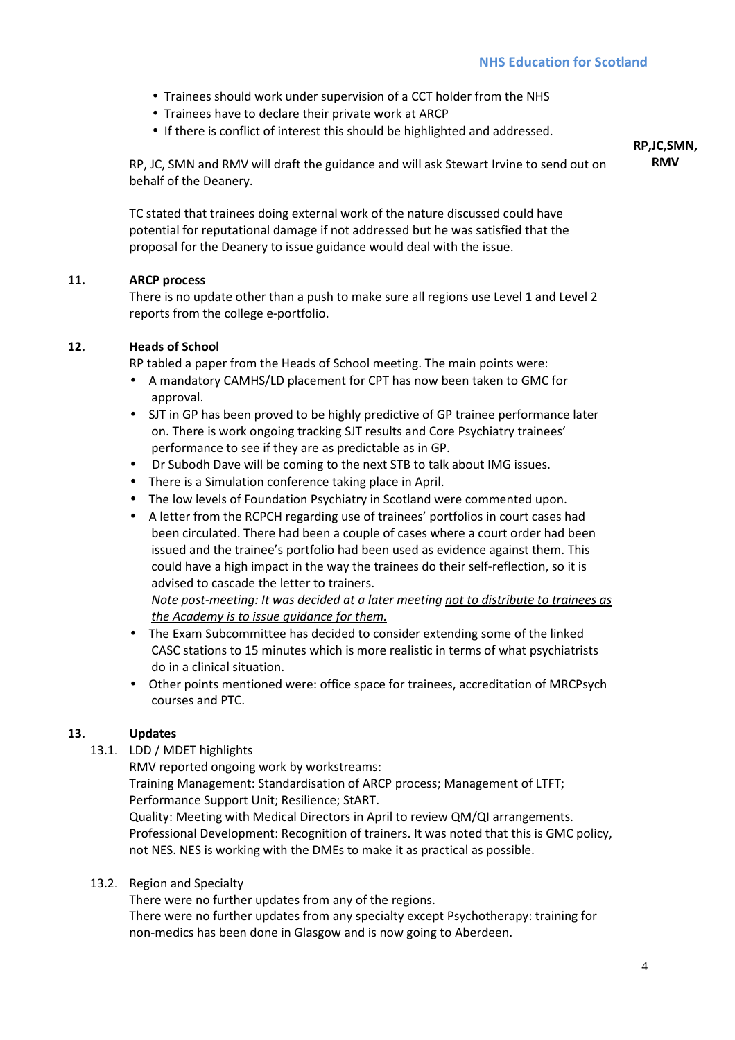- Trainees should work under supervision of a CCT holder from the NHS
- Trainees have to declare their private work at ARCP
- If there is conflict of interest this should be highlighted and addressed.

RP, JC, SMN and RMV will draft the guidance and will ask Stewart Irvine to send out on behalf of the Deanery. **RP,JC,SMN, RMV**

TC stated that trainees doing external work of the nature discussed could have potential for reputational damage if not addressed but he was satisfied that the proposal for the Deanery to issue guidance would deal with the issue.

**11. ARCP process**

There is no update other than a push to make sure all regions use Level 1 and Level 2 reports from the college e-portfolio.

**12. Heads of School**

RP tabled a paper from the Heads of School meeting. The main points were:

- A mandatory CAMHS/LD placement for CPT has now been taken to GMC for approval.
- SJT in GP has been proved to be highly predictive of GP trainee performance later on. There is work ongoing tracking SJT results and Core Psychiatry trainees' performance to see if they are as predictable as in GP.
- Dr Subodh Dave will be coming to the next STB to talk about IMG issues.
- There is a Simulation conference taking place in April.
- The low levels of Foundation Psychiatry in Scotland were commented upon.
- A letter from the RCPCH regarding use of trainees' portfolios in court cases had been circulated. There had been a couple of cases where a court order had been issued and the trainee's portfolio had been used as evidence against them. This could have a high impact in the way the trainees do their self-reflection, so it is advised to cascade the letter to trainers.
  *Note post-meeting: It was decided at a later meeting <u>not to distribute to trainees as the Academy is to issue guidance for them.</u>*
- The Exam Subcommittee has decided to consider extending some of the linked CASC stations to 15 minutes which is more realistic in terms of what psychiatrists do in a clinical situation.
- Other points mentioned were: office space for trainees, accreditation of MRCPsych courses and PTC.

**13. Updates**

13.1. LDD / MDET highlights

RMV reported ongoing work by workstreams:
Training Management: Standardisation of ARCP process; Management of LTFT; Performance Support Unit; Resilience; StART.
Quality: Meeting with Medical Directors in April to review QM/QI arrangements.
Professional Development: Recognition of trainers. It was noted that this is GMC policy, not NES. NES is working with the DMEs to make it as practical as possible.

13.2. Region and Specialty

There were no further updates from any of the regions.
There were no further updates from any specialty except Psychotherapy: training for non-medics has been done in Glasgow and is now going to Aberdeen.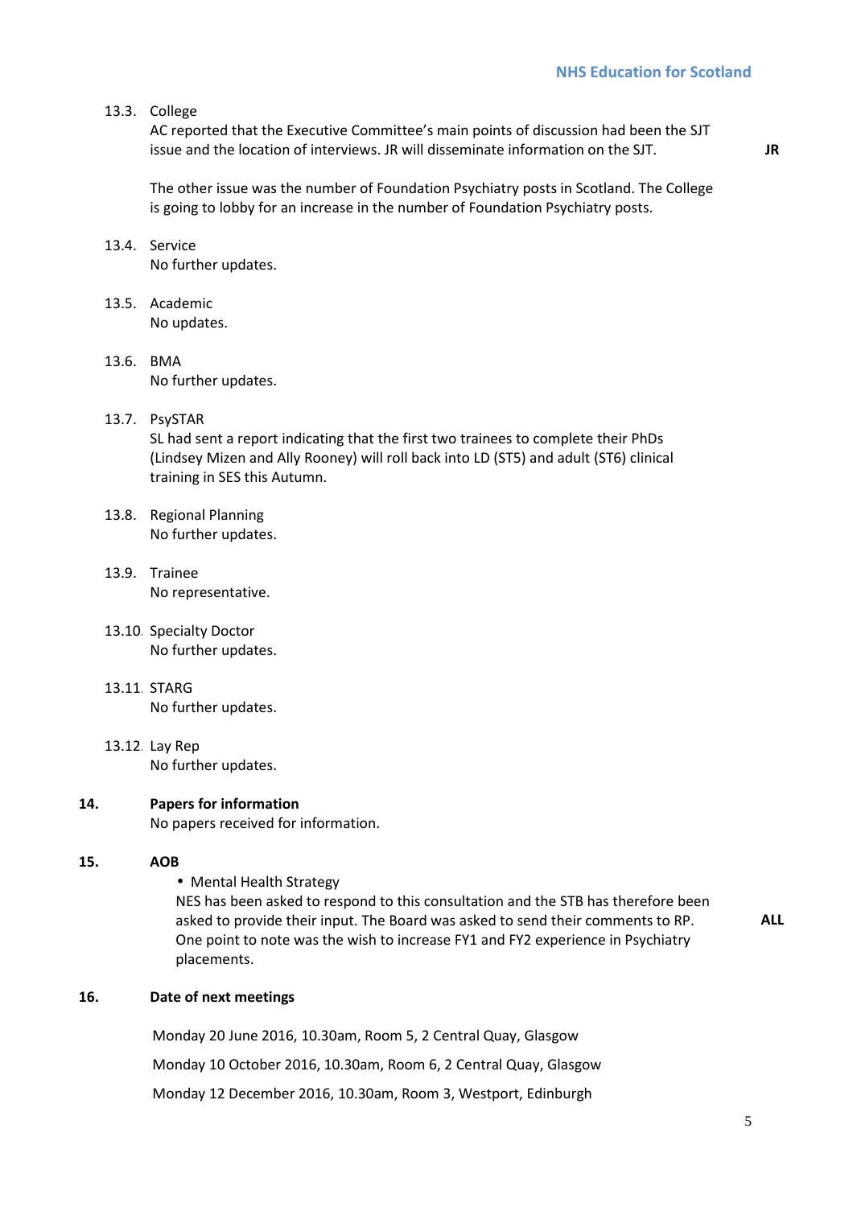13.3. College
AC reported that the Executive Committee's main points of discussion had been the SJT issue and the location of interviews. JR will disseminate information on the SJT. **JR**

The other issue was the number of Foundation Psychiatry posts in Scotland. The College is going to lobby for an increase in the number of Foundation Psychiatry posts.

13.4. Service
No further updates.

13.5. Academic
No updates.

13.6. BMA
No further updates.

13.7. PsySTAR
SL had sent a report indicating that the first two trainees to complete their PhDs (Lindsey Mizen and Ally Rooney) will roll back into LD (ST5) and adult (ST6) clinical training in SES this Autumn.

13.8. Regional Planning
No further updates.

13.9. Trainee
No representative.

13.10. Specialty Doctor
No further updates.

13.11. STARG
No further updates.

13.12. Lay Rep
No further updates.

**14. Papers for information**
No papers received for information.

**15. AOB**

- Mental Health Strategy

NES has been asked to respond to this consultation and the STB has therefore been asked to provide their input. The Board was asked to send their comments to RP. One point to note was the wish to increase FY1 and FY2 experience in Psychiatry placements. **ALL**

**16. Date of next meetings**

Monday 20 June 2016, 10.30am, Room 5, 2 Central Quay, Glasgow

Monday 10 October 2016, 10.30am, Room 6, 2 Central Quay, Glasgow

Monday 12 December 2016, 10.30am, Room 3, Westport, Edinburgh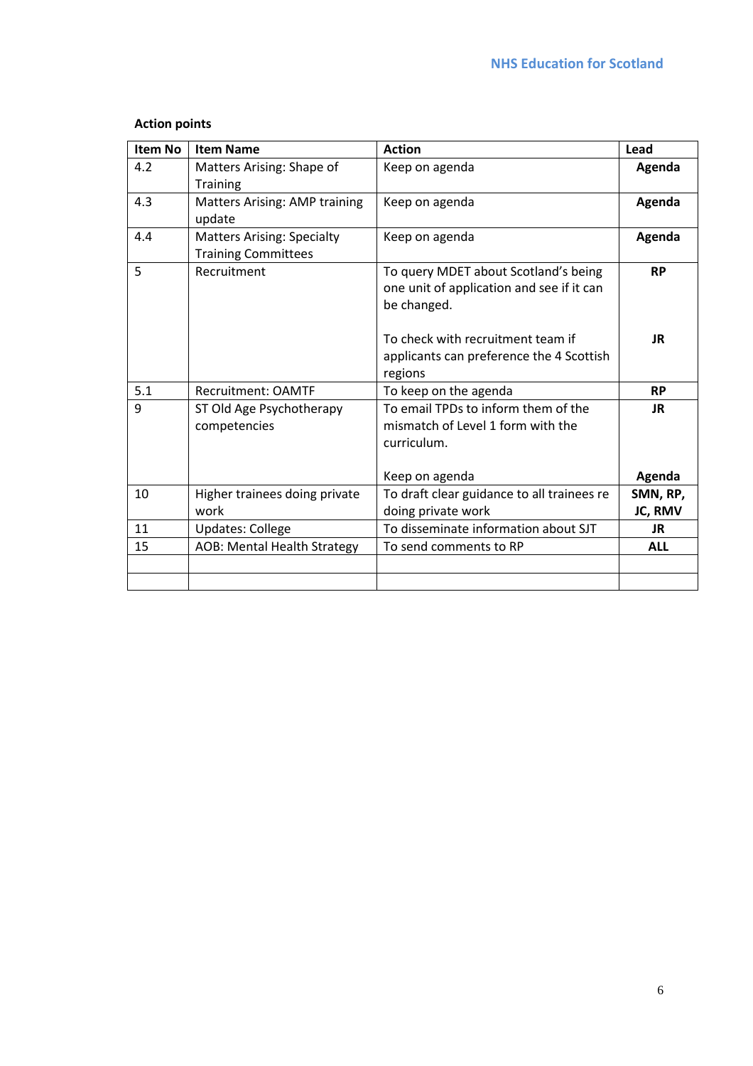**Action points**

| Item No | Item Name | Action | Lead |
|---|---|---|---|
| 4.2 | Matters Arising: Shape of Training | Keep on agenda | **Agenda** |
| 4.3 | Matters Arising: AMP training update | Keep on agenda | **Agenda** |
| 4.4 | Matters Arising: Specialty Training Committees | Keep on agenda | **Agenda** |
| 5 | Recruitment | To query MDET about Scotland's being one unit of application and see if it can be changed.<br><br>To check with recruitment team if applicants can preference the 4 Scottish regions | **RP**<br><br>**JR** |
| 5.1 | Recruitment: OAMTF | To keep on the agenda | **RP** |
| 9 | ST Old Age Psychotherapy competencies | To email TPDs to inform them of the mismatch of Level 1 form with the curriculum.<br><br>Keep on agenda | **JR**<br><br>**Agenda** |
| 10 | Higher trainees doing private work | To draft clear guidance to all trainees re doing private work | **SMN, RP, JC, RMV** |
| 11 | Updates: College | To disseminate information about SJT | **JR** |
| 15 | AOB: Mental Health Strategy | To send comments to RP | **ALL** |
| | | | |
| | | | |